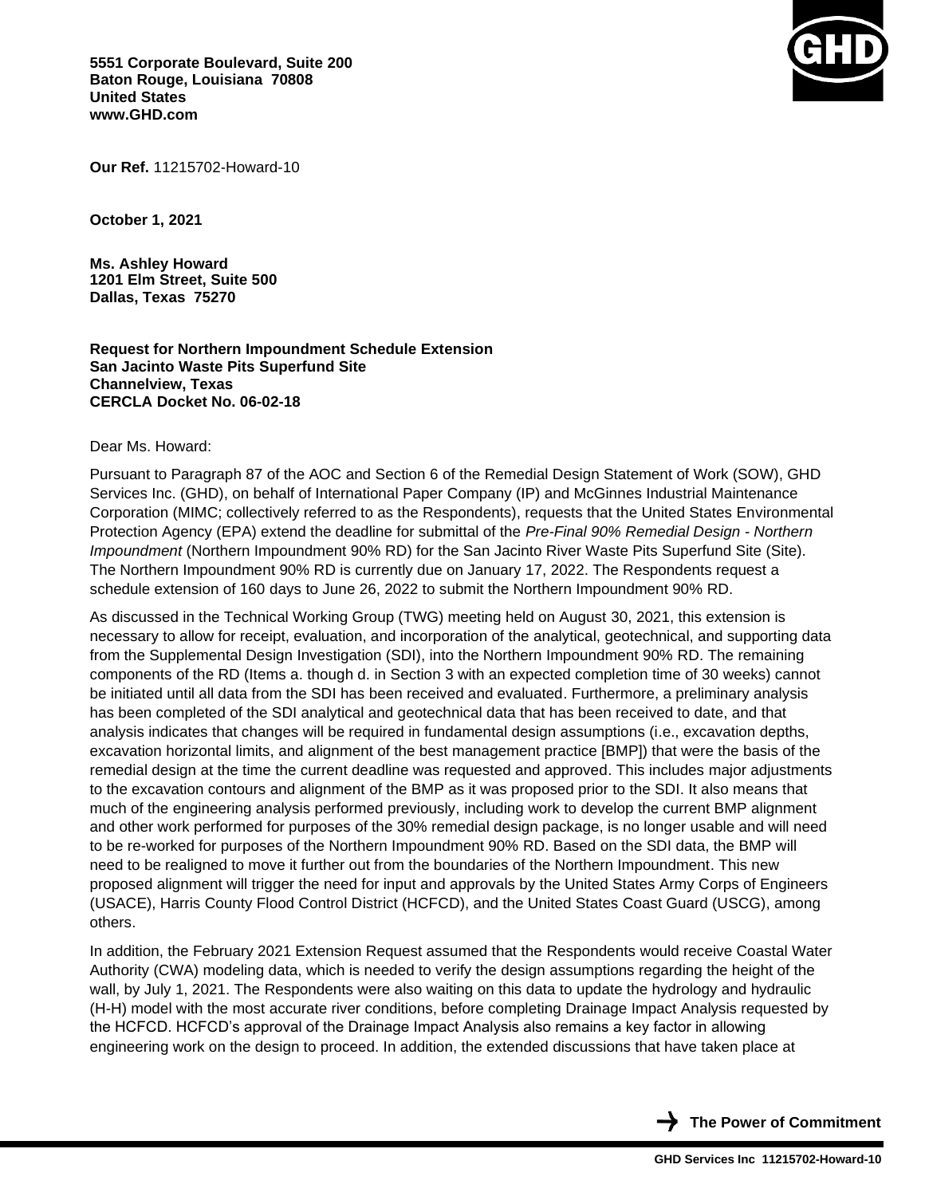**5551 Corporate Boulevard, Suite 200**
**Baton Rouge, Louisiana 70808**
**United States**
**www.GHD.com**

**Our Ref.** 11215702-Howard-10

**October 1, 2021**

**Ms. Ashley Howard**
**1201 Elm Street, Suite 500**
**Dallas, Texas 75270**

**Request for Northern Impoundment Schedule Extension**
**San Jacinto Waste Pits Superfund Site**
**Channelview, Texas**
**CERCLA Docket No. 06-02-18**

Dear Ms. Howard:

Pursuant to Paragraph 87 of the AOC and Section 6 of the Remedial Design Statement of Work (SOW), GHD Services Inc. (GHD), on behalf of International Paper Company (IP) and McGinnes Industrial Maintenance Corporation (MIMC; collectively referred to as the Respondents), requests that the United States Environmental Protection Agency (EPA) extend the deadline for submittal of the *Pre-Final 90% Remedial Design - Northern Impoundment* (Northern Impoundment 90% RD) for the San Jacinto River Waste Pits Superfund Site (Site). The Northern Impoundment 90% RD is currently due on January 17, 2022. The Respondents request a schedule extension of 160 days to June 26, 2022 to submit the Northern Impoundment 90% RD.

As discussed in the Technical Working Group (TWG) meeting held on August 30, 2021, this extension is necessary to allow for receipt, evaluation, and incorporation of the analytical, geotechnical, and supporting data from the Supplemental Design Investigation (SDI), into the Northern Impoundment 90% RD. The remaining components of the RD (Items a. though d. in Section 3 with an expected completion time of 30 weeks) cannot be initiated until all data from the SDI has been received and evaluated. Furthermore, a preliminary analysis has been completed of the SDI analytical and geotechnical data that has been received to date, and that analysis indicates that changes will be required in fundamental design assumptions (i.e., excavation depths, excavation horizontal limits, and alignment of the best management practice [BMP]) that were the basis of the remedial design at the time the current deadline was requested and approved. This includes major adjustments to the excavation contours and alignment of the BMP as it was proposed prior to the SDI. It also means that much of the engineering analysis performed previously, including work to develop the current BMP alignment and other work performed for purposes of the 30% remedial design package, is no longer usable and will need to be re-worked for purposes of the Northern Impoundment 90% RD. Based on the SDI data, the BMP will need to be realigned to move it further out from the boundaries of the Northern Impoundment. This new proposed alignment will trigger the need for input and approvals by the United States Army Corps of Engineers (USACE), Harris County Flood Control District (HCFCD), and the United States Coast Guard (USCG), among others.

In addition, the February 2021 Extension Request assumed that the Respondents would receive Coastal Water Authority (CWA) modeling data, which is needed to verify the design assumptions regarding the height of the wall, by July 1, 2021. The Respondents were also waiting on this data to update the hydrology and hydraulic (H-H) model with the most accurate river conditions, before completing Drainage Impact Analysis requested by the HCFCD. HCFCD's approval of the Drainage Impact Analysis also remains a key factor in allowing engineering work on the design to proceed. In addition, the extended discussions that have taken place at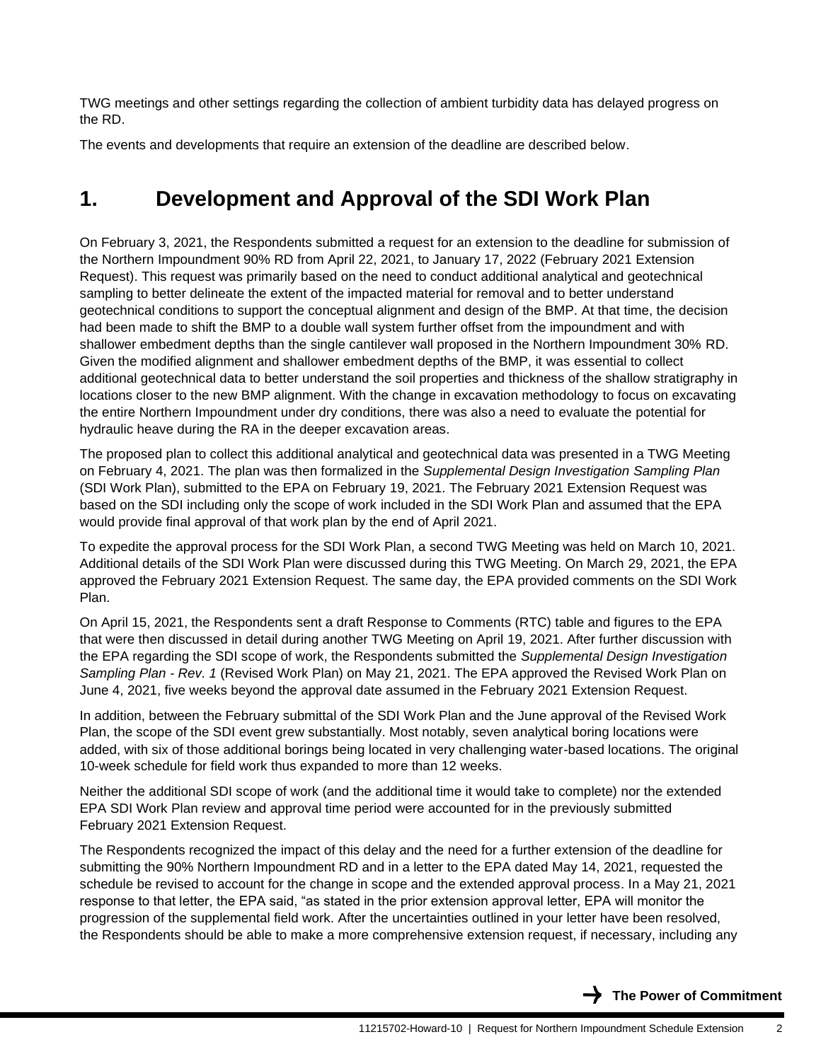TWG meetings and other settings regarding the collection of ambient turbidity data has delayed progress on the RD.

The events and developments that require an extension of the deadline are described below.

# 1. Development and Approval of the SDI Work Plan

On February 3, 2021, the Respondents submitted a request for an extension to the deadline for submission of the Northern Impoundment 90% RD from April 22, 2021, to January 17, 2022 (February 2021 Extension Request). This request was primarily based on the need to conduct additional analytical and geotechnical sampling to better delineate the extent of the impacted material for removal and to better understand geotechnical conditions to support the conceptual alignment and design of the BMP. At that time, the decision had been made to shift the BMP to a double wall system further offset from the impoundment and with shallower embedment depths than the single cantilever wall proposed in the Northern Impoundment 30% RD. Given the modified alignment and shallower embedment depths of the BMP, it was essential to collect additional geotechnical data to better understand the soil properties and thickness of the shallow stratigraphy in locations closer to the new BMP alignment. With the change in excavation methodology to focus on excavating the entire Northern Impoundment under dry conditions, there was also a need to evaluate the potential for hydraulic heave during the RA in the deeper excavation areas.

The proposed plan to collect this additional analytical and geotechnical data was presented in a TWG Meeting on February 4, 2021. The plan was then formalized in the *Supplemental Design Investigation Sampling Plan* (SDI Work Plan), submitted to the EPA on February 19, 2021. The February 2021 Extension Request was based on the SDI including only the scope of work included in the SDI Work Plan and assumed that the EPA would provide final approval of that work plan by the end of April 2021.

To expedite the approval process for the SDI Work Plan, a second TWG Meeting was held on March 10, 2021. Additional details of the SDI Work Plan were discussed during this TWG Meeting. On March 29, 2021, the EPA approved the February 2021 Extension Request. The same day, the EPA provided comments on the SDI Work Plan.

On April 15, 2021, the Respondents sent a draft Response to Comments (RTC) table and figures to the EPA that were then discussed in detail during another TWG Meeting on April 19, 2021. After further discussion with the EPA regarding the SDI scope of work, the Respondents submitted the *Supplemental Design Investigation Sampling Plan - Rev. 1* (Revised Work Plan) on May 21, 2021. The EPA approved the Revised Work Plan on June 4, 2021, five weeks beyond the approval date assumed in the February 2021 Extension Request.

In addition, between the February submittal of the SDI Work Plan and the June approval of the Revised Work Plan, the scope of the SDI event grew substantially. Most notably, seven analytical boring locations were added, with six of those additional borings being located in very challenging water-based locations. The original 10-week schedule for field work thus expanded to more than 12 weeks.

Neither the additional SDI scope of work (and the additional time it would take to complete) nor the extended EPA SDI Work Plan review and approval time period were accounted for in the previously submitted February 2021 Extension Request.

The Respondents recognized the impact of this delay and the need for a further extension of the deadline for submitting the 90% Northern Impoundment RD and in a letter to the EPA dated May 14, 2021, requested the schedule be revised to account for the change in scope and the extended approval process. In a May 21, 2021 response to that letter, the EPA said, "as stated in the prior extension approval letter, EPA will monitor the progression of the supplemental field work. After the uncertainties outlined in your letter have been resolved, the Respondents should be able to make a more comprehensive extension request, if necessary, including any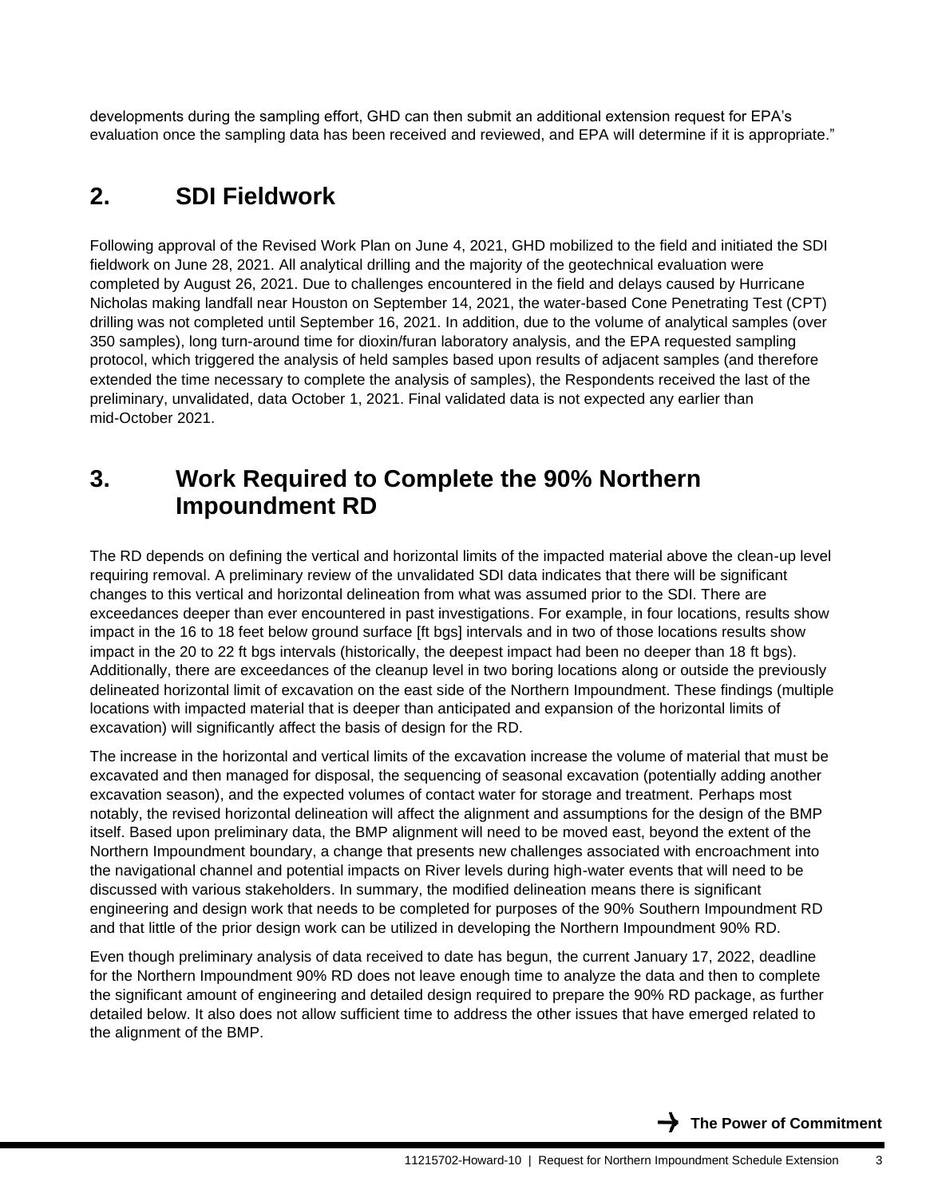developments during the sampling effort, GHD can then submit an additional extension request for EPA's evaluation once the sampling data has been received and reviewed, and EPA will determine if it is appropriate."

# 2. SDI Fieldwork

Following approval of the Revised Work Plan on June 4, 2021, GHD mobilized to the field and initiated the SDI fieldwork on June 28, 2021. All analytical drilling and the majority of the geotechnical evaluation were completed by August 26, 2021. Due to challenges encountered in the field and delays caused by Hurricane Nicholas making landfall near Houston on September 14, 2021, the water-based Cone Penetrating Test (CPT) drilling was not completed until September 16, 2021. In addition, due to the volume of analytical samples (over 350 samples), long turn-around time for dioxin/furan laboratory analysis, and the EPA requested sampling protocol, which triggered the analysis of held samples based upon results of adjacent samples (and therefore extended the time necessary to complete the analysis of samples), the Respondents received the last of the preliminary, unvalidated, data October 1, 2021. Final validated data is not expected any earlier than mid-October 2021.

# 3. Work Required to Complete the 90% Northern Impoundment RD

The RD depends on defining the vertical and horizontal limits of the impacted material above the clean-up level requiring removal. A preliminary review of the unvalidated SDI data indicates that there will be significant changes to this vertical and horizontal delineation from what was assumed prior to the SDI. There are exceedances deeper than ever encountered in past investigations. For example, in four locations, results show impact in the 16 to 18 feet below ground surface [ft bgs] intervals and in two of those locations results show impact in the 20 to 22 ft bgs intervals (historically, the deepest impact had been no deeper than 18 ft bgs). Additionally, there are exceedances of the cleanup level in two boring locations along or outside the previously delineated horizontal limit of excavation on the east side of the Northern Impoundment. These findings (multiple locations with impacted material that is deeper than anticipated and expansion of the horizontal limits of excavation) will significantly affect the basis of design for the RD.

The increase in the horizontal and vertical limits of the excavation increase the volume of material that must be excavated and then managed for disposal, the sequencing of seasonal excavation (potentially adding another excavation season), and the expected volumes of contact water for storage and treatment. Perhaps most notably, the revised horizontal delineation will affect the alignment and assumptions for the design of the BMP itself. Based upon preliminary data, the BMP alignment will need to be moved east, beyond the extent of the Northern Impoundment boundary, a change that presents new challenges associated with encroachment into the navigational channel and potential impacts on River levels during high-water events that will need to be discussed with various stakeholders. In summary, the modified delineation means there is significant engineering and design work that needs to be completed for purposes of the 90% Southern Impoundment RD and that little of the prior design work can be utilized in developing the Northern Impoundment 90% RD.

Even though preliminary analysis of data received to date has begun, the current January 17, 2022, deadline for the Northern Impoundment 90% RD does not leave enough time to analyze the data and then to complete the significant amount of engineering and detailed design required to prepare the 90% RD package, as further detailed below. It also does not allow sufficient time to address the other issues that have emerged related to the alignment of the BMP.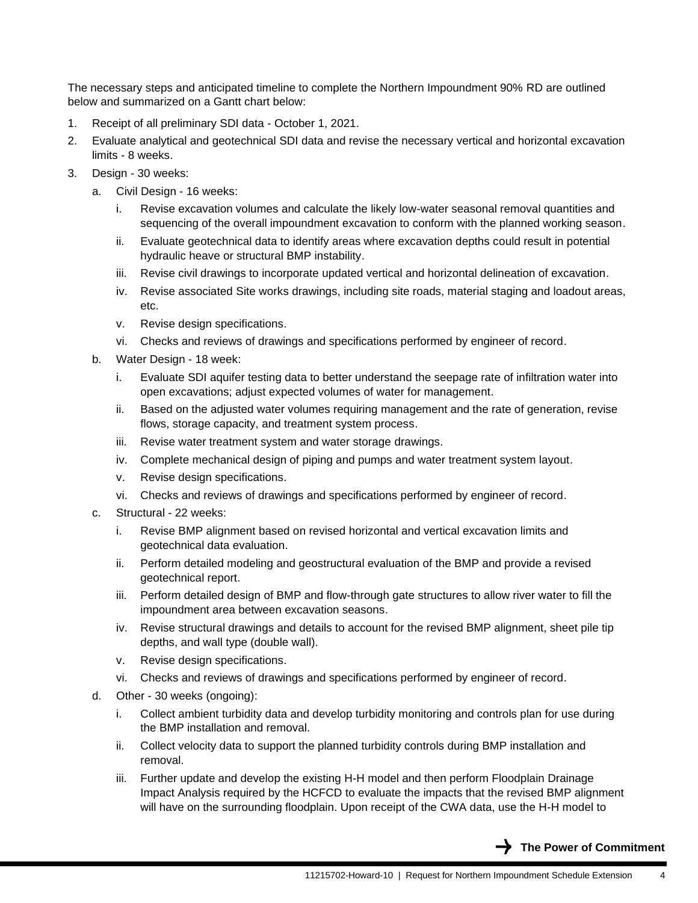The necessary steps and anticipated timeline to complete the Northern Impoundment 90% RD are outlined below and summarized on a Gantt chart below:

1. Receipt of all preliminary SDI data - October 1, 2021.
2. Evaluate analytical and geotechnical SDI data and revise the necessary vertical and horizontal excavation limits - 8 weeks.
3. Design - 30 weeks:
   a. Civil Design - 16 weeks:
      i. Revise excavation volumes and calculate the likely low-water seasonal removal quantities and sequencing of the overall impoundment excavation to conform with the planned working season.
      ii. Evaluate geotechnical data to identify areas where excavation depths could result in potential hydraulic heave or structural BMP instability.
      iii. Revise civil drawings to incorporate updated vertical and horizontal delineation of excavation.
      iv. Revise associated Site works drawings, including site roads, material staging and loadout areas, etc.
      v. Revise design specifications.
      vi. Checks and reviews of drawings and specifications performed by engineer of record.
   b. Water Design - 18 week:
      i. Evaluate SDI aquifer testing data to better understand the seepage rate of infiltration water into open excavations; adjust expected volumes of water for management.
      ii. Based on the adjusted water volumes requiring management and the rate of generation, revise flows, storage capacity, and treatment system process.
      iii. Revise water treatment system and water storage drawings.
      iv. Complete mechanical design of piping and pumps and water treatment system layout.
      v. Revise design specifications.
      vi. Checks and reviews of drawings and specifications performed by engineer of record.
   c. Structural - 22 weeks:
      i. Revise BMP alignment based on revised horizontal and vertical excavation limits and geotechnical data evaluation.
      ii. Perform detailed modeling and geostructural evaluation of the BMP and provide a revised geotechnical report.
      iii. Perform detailed design of BMP and flow-through gate structures to allow river water to fill the impoundment area between excavation seasons.
      iv. Revise structural drawings and details to account for the revised BMP alignment, sheet pile tip depths, and wall type (double wall).
      v. Revise design specifications.
      vi. Checks and reviews of drawings and specifications performed by engineer of record.
   d. Other - 30 weeks (ongoing):
      i. Collect ambient turbidity data and develop turbidity monitoring and controls plan for use during the BMP installation and removal.
      ii. Collect velocity data to support the planned turbidity controls during BMP installation and removal.
      iii. Further update and develop the existing H-H model and then perform Floodplain Drainage Impact Analysis required by the HCFCD to evaluate the impacts that the revised BMP alignment will have on the surrounding floodplain. Upon receipt of the CWA data, use the H-H model to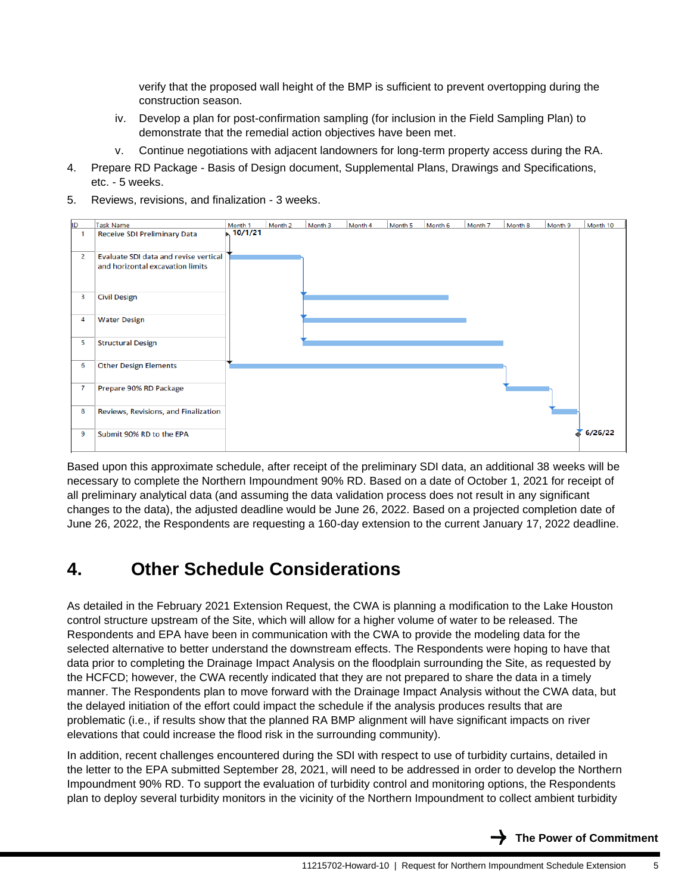verify that the proposed wall height of the BMP is sufficient to prevent overtopping during the construction season.

   iv. Develop a plan for post-confirmation sampling (for inclusion in the Field Sampling Plan) to demonstrate that the remedial action objectives have been met.

   v. Continue negotiations with adjacent landowners for long-term property access during the RA.

4. Prepare RD Package - Basis of Design document, Supplemental Plans, Drawings and Specifications, etc. - 5 weeks.
5. Reviews, revisions, and finalization - 3 weeks.

ID Task Name

Month 1 Month 2 Month 3 Month 4 Month 5 Month 6 Month 7 Month 8 Month 9 Month 10

1 Receive SDI Preliminary Data

10/1/21

2 Evaluate SDI data and revise vertical and horizontal excavation limits

3 Civil Design

4 Water Design

5 Structural Design

6 Other Design Elements

7 Prepare 90% RD Package

8 Reviews, Revisions, and Finalization

9 Submit 90% RD to the EPA

6/26/22

Based upon this approximate schedule, after receipt of the preliminary SDI data, an additional 38 weeks will be necessary to complete the Northern Impoundment 90% RD. Based on a date of October 1, 2021 for receipt of all preliminary analytical data (and assuming the data validation process does not result in any significant changes to the data), the adjusted deadline would be June 26, 2022. Based on a projected completion date of June 26, 2022, the Respondents are requesting a 160-day extension to the current January 17, 2022 deadline.

# 4. Other Schedule Considerations

As detailed in the February 2021 Extension Request, the CWA is planning a modification to the Lake Houston control structure upstream of the Site, which will allow for a higher volume of water to be released. The Respondents and EPA have been in communication with the CWA to provide the modeling data for the selected alternative to better understand the downstream effects. The Respondents were hoping to have that data prior to completing the Drainage Impact Analysis on the floodplain surrounding the Site, as requested by the HCFCD; however, the CWA recently indicated that they are not prepared to share the data in a timely manner. The Respondents plan to move forward with the Drainage Impact Analysis without the CWA data, but the delayed initiation of the effort could impact the schedule if the analysis produces results that are problematic (i.e., if results show that the planned RA BMP alignment will have significant impacts on river elevations that could increase the flood risk in the surrounding community).

In addition, recent challenges encountered during the SDI with respect to use of turbidity curtains, detailed in the letter to the EPA submitted September 28, 2021, will need to be addressed in order to develop the Northern Impoundment 90% RD. To support the evaluation of turbidity control and monitoring options, the Respondents plan to deploy several turbidity monitors in the vicinity of the Northern Impoundment to collect ambient turbidity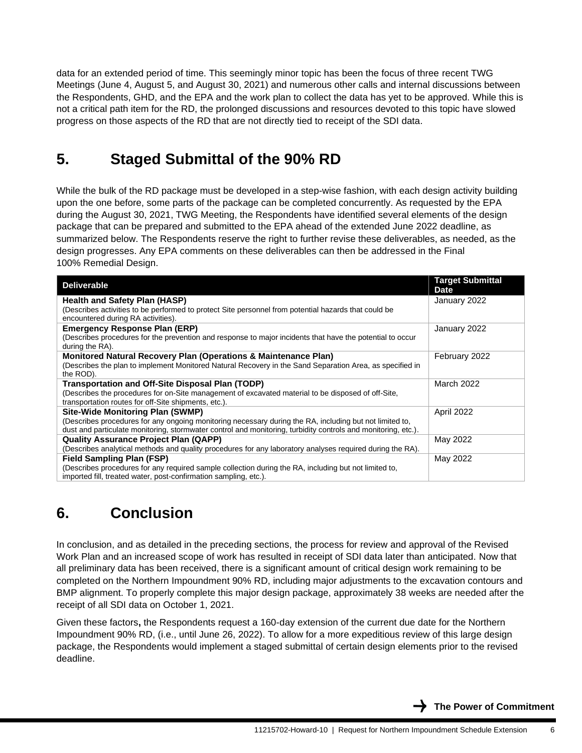data for an extended period of time. This seemingly minor topic has been the focus of three recent TWG Meetings (June 4, August 5, and August 30, 2021) and numerous other calls and internal discussions between the Respondents, GHD, and the EPA and the work plan to collect the data has yet to be approved. While this is not a critical path item for the RD, the prolonged discussions and resources devoted to this topic have slowed progress on those aspects of the RD that are not directly tied to receipt of the SDI data.

## 5. Staged Submittal of the 90% RD

While the bulk of the RD package must be developed in a step-wise fashion, with each design activity building upon the one before, some parts of the package can be completed concurrently. As requested by the EPA during the August 30, 2021, TWG Meeting, the Respondents have identified several elements of the design package that can be prepared and submitted to the EPA ahead of the extended June 2022 deadline, as summarized below. The Respondents reserve the right to further revise these deliverables, as needed, as the design progresses. Any EPA comments on these deliverables can then be addressed in the Final 100% Remedial Design.

| Deliverable | Target Submittal Date |
|---|---|
| **Health and Safety Plan (HASP)**<br>(Describes activities to be performed to protect Site personnel from potential hazards that could be encountered during RA activities). | January 2022 |
| **Emergency Response Plan (ERP)**<br>(Describes procedures for the prevention and response to major incidents that have the potential to occur during the RA). | January 2022 |
| **Monitored Natural Recovery Plan (Operations & Maintenance Plan)**<br>(Describes the plan to implement Monitored Natural Recovery in the Sand Separation Area, as specified in the ROD). | February 2022 |
| **Transportation and Off-Site Disposal Plan (TODP)**<br>(Describes the procedures for on-Site management of excavated material to be disposed of off-Site, transportation routes for off-Site shipments, etc.). | March 2022 |
| **Site-Wide Monitoring Plan (SWMP)**<br>(Describes procedures for any ongoing monitoring necessary during the RA, including but not limited to, dust and particulate monitoring, stormwater control and monitoring, turbidity controls and monitoring, etc.). | April 2022 |
| **Quality Assurance Project Plan (QAPP)**<br>(Describes analytical methods and quality procedures for any laboratory analyses required during the RA). | May 2022 |
| **Field Sampling Plan (FSP)**<br>(Describes procedures for any required sample collection during the RA, including but not limited to, imported fill, treated water, post-confirmation sampling, etc.). | May 2022 |

## 6. Conclusion

In conclusion, and as detailed in the preceding sections, the process for review and approval of the Revised Work Plan and an increased scope of work has resulted in receipt of SDI data later than anticipated. Now that all preliminary data has been received, there is a significant amount of critical design work remaining to be completed on the Northern Impoundment 90% RD, including major adjustments to the excavation contours and BMP alignment. To properly complete this major design package, approximately 38 weeks are needed after the receipt of all SDI data on October 1, 2021.

Given these factors**,** the Respondents request a 160-day extension of the current due date for the Northern Impoundment 90% RD, (i.e., until June 26, 2022). To allow for a more expeditious review of this large design package, the Respondents would implement a staged submittal of certain design elements prior to the revised deadline.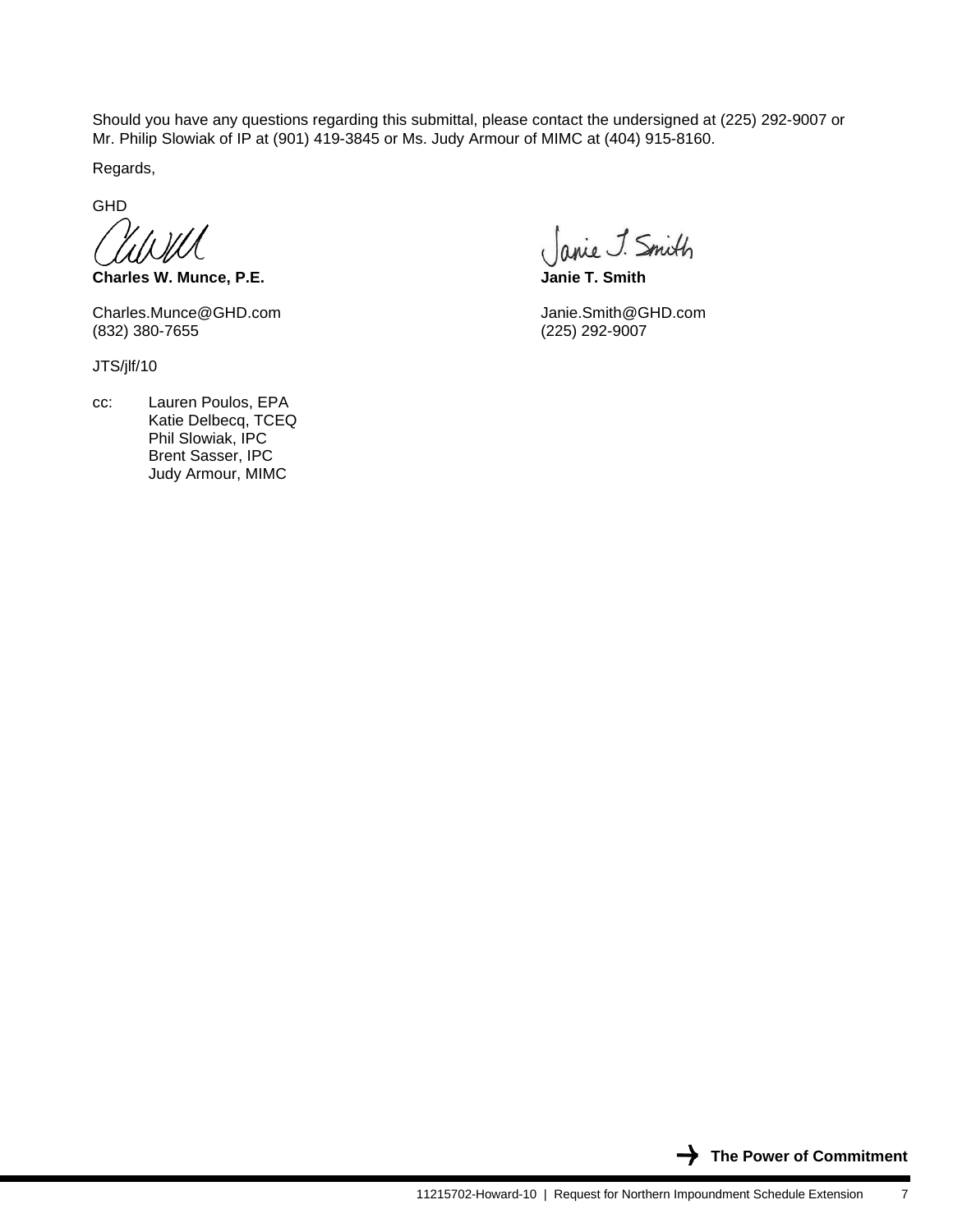Should you have any questions regarding this submittal, please contact the undersigned at (225) 292-9007 or Mr. Philip Slowiak of IP at (901) 419-3845 or Ms. Judy Armour of MIMC at (404) 915-8160.

Regards,

GHD

**Charles W. Munce, P.E.**

Charles.Munce@GHD.com
(832) 380-7655

**Janie T. Smith**

Janie.Smith@GHD.com
(225) 292-9007

JTS/jlf/10

cc: Lauren Poulos, EPA
Katie Delbecq, TCEQ
Phil Slowiak, IPC
Brent Sasser, IPC
Judy Armour, MIMC